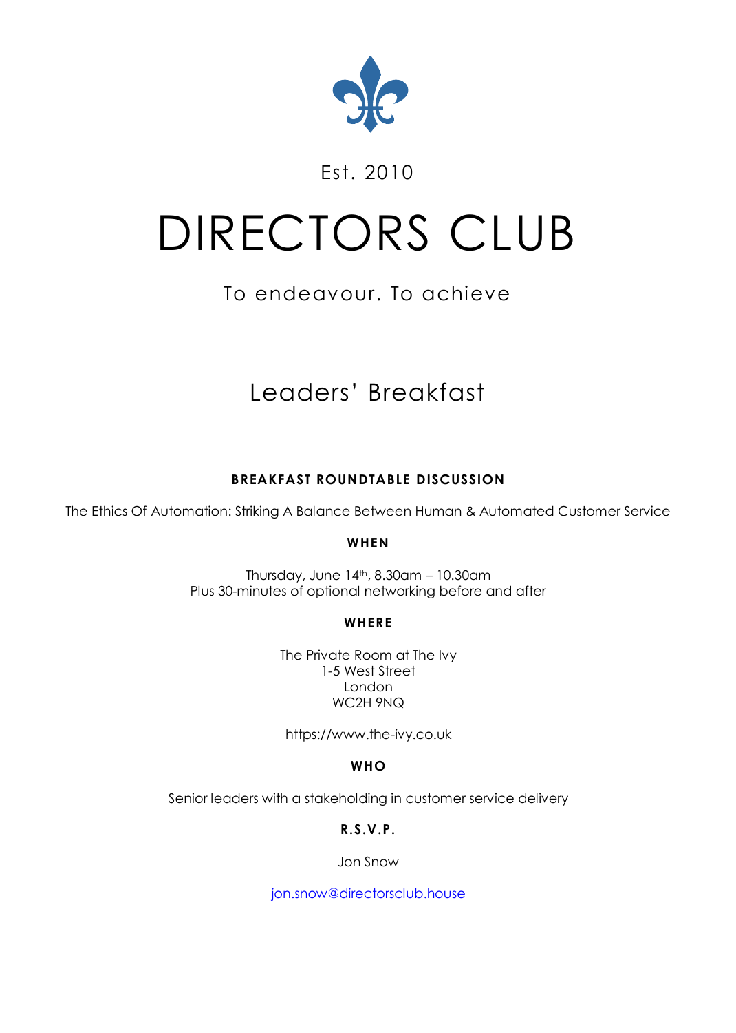Est. 2010

# DIRECTORS CLUB

To endeavour. To achieve

## Leaders' Breakfast

**BREAKFAST ROUNDTABLE DISCUSSION**

The Ethics Of Automation: Striking A Balance Between Human & Automated Customer Service

**WHEN**

Thursday, June 14th, 8.30am – 10.30am
Plus 30-minutes of optional networking before and after

**WHERE**

The Private Room at The Ivy
1-5 West Street
London
WC2H 9NQ

https://www.the-ivy.co.uk

**WHO**

Senior leaders with a stakeholding in customer service delivery

**R.S.V.P.**

Jon Snow

jon.snow@directorsclub.house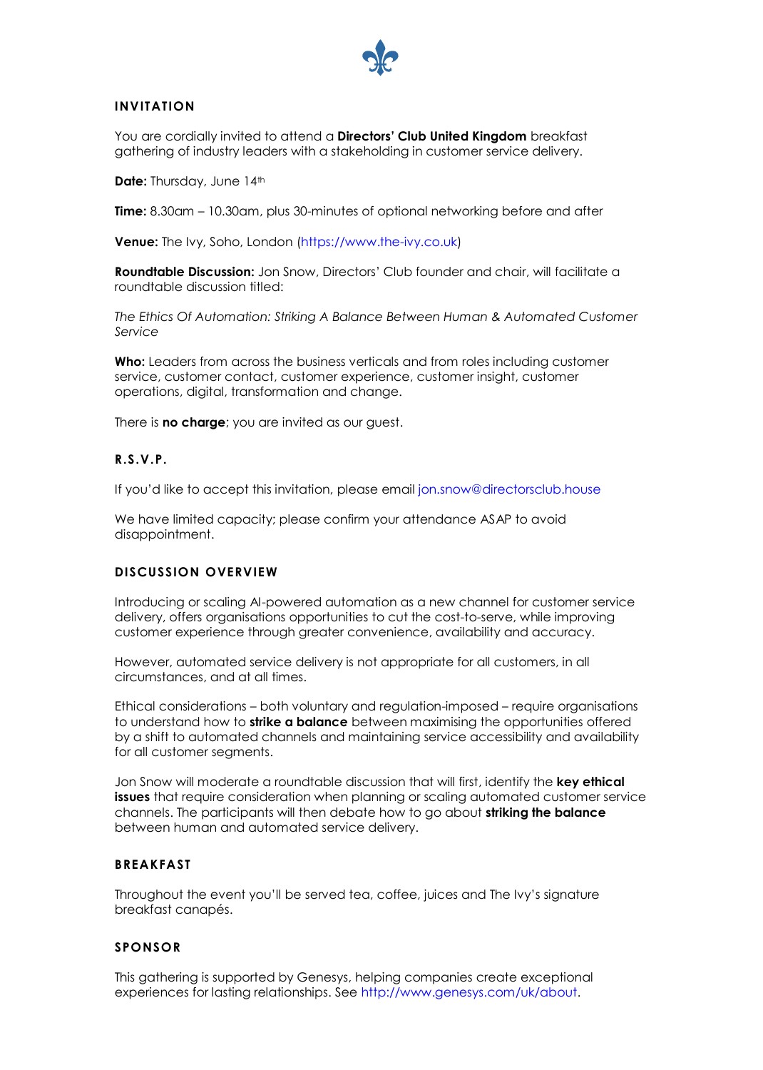## INVITATION

You are cordially invited to attend a **Directors' Club United Kingdom** breakfast gathering of industry leaders with a stakeholding in customer service delivery.

**Date:** Thursday, June 14th

**Time:** 8.30am – 10.30am, plus 30-minutes of optional networking before and after

**Venue:** The Ivy, Soho, London (https://www.the-ivy.co.uk)

**Roundtable Discussion:** Jon Snow, Directors' Club founder and chair, will facilitate a roundtable discussion titled:

*The Ethics Of Automation: Striking A Balance Between Human & Automated Customer Service*

**Who:** Leaders from across the business verticals and from roles including customer service, customer contact, customer experience, customer insight, customer operations, digital, transformation and change.

There is **no charge**; you are invited as our guest.

## R.S.V.P.

If you'd like to accept this invitation, please email jon.snow@directorsclub.house

We have limited capacity; please confirm your attendance ASAP to avoid disappointment.

## DISCUSSION OVERVIEW

Introducing or scaling AI-powered automation as a new channel for customer service delivery, offers organisations opportunities to cut the cost-to-serve, while improving customer experience through greater convenience, availability and accuracy.

However, automated service delivery is not appropriate for all customers, in all circumstances, and at all times.

Ethical considerations – both voluntary and regulation-imposed – require organisations to understand how to **strike a balance** between maximising the opportunities offered by a shift to automated channels and maintaining service accessibility and availability for all customer segments.

Jon Snow will moderate a roundtable discussion that will first, identify the **key ethical issues** that require consideration when planning or scaling automated customer service channels. The participants will then debate how to go about **striking the balance** between human and automated service delivery.

## BREAKFAST

Throughout the event you'll be served tea, coffee, juices and The Ivy's signature breakfast canapés.

## SPONSOR

This gathering is supported by Genesys, helping companies create exceptional experiences for lasting relationships. See http://www.genesys.com/uk/about.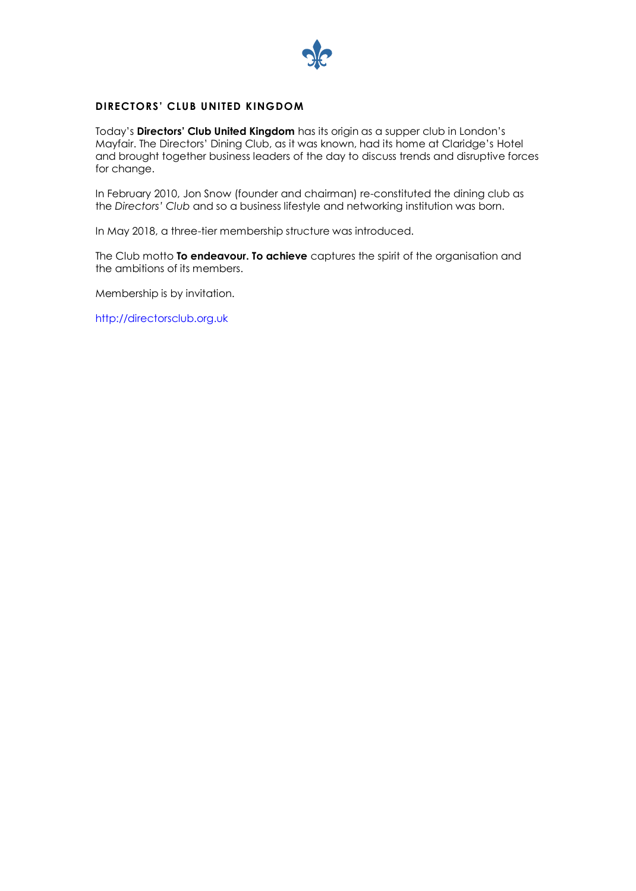## DIRECTORS' CLUB UNITED KINGDOM

Today's **Directors' Club United Kingdom** has its origin as a supper club in London's Mayfair. The Directors' Dining Club, as it was known, had its home at Claridge's Hotel and brought together business leaders of the day to discuss trends and disruptive forces for change.

In February 2010, Jon Snow (founder and chairman) re-constituted the dining club as the *Directors' Club* and so a business lifestyle and networking institution was born.

In May 2018, a three-tier membership structure was introduced.

The Club motto **To endeavour. To achieve** captures the spirit of the organisation and the ambitions of its members.

Membership is by invitation.

http://directorsclub.org.uk